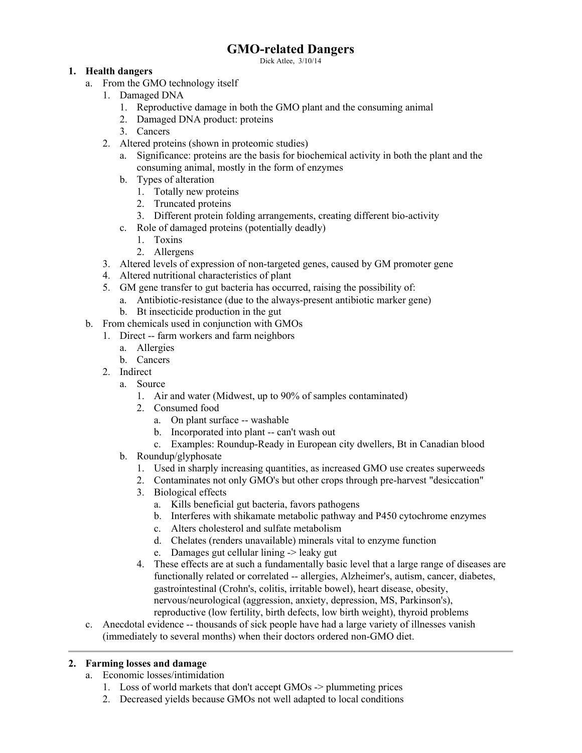# GMO-related Dangers

Dick Atlee, 3/10/14

1. **Health dangers**
   a. From the GMO technology itself
      1. Damaged DNA
         1. Reproductive damage in both the GMO plant and the consuming animal
         2. Damaged DNA product: proteins
         3. Cancers
      2. Altered proteins (shown in proteomic studies)
         a. Significance: proteins are the basis for biochemical activity in both the plant and the consuming animal, mostly in the form of enzymes
         b. Types of alteration
            1. Totally new proteins
            2. Truncated proteins
            3. Different protein folding arrangements, creating different bio-activity
         c. Role of damaged proteins (potentially deadly)
            1. Toxins
            2. Allergens
      3. Altered levels of expression of non-targeted genes, caused by GM promoter gene
      4. Altered nutritional characteristics of plant
      5. GM gene transfer to gut bacteria has occurred, raising the possibility of:
         a. Antibiotic-resistance (due to the always-present antibiotic marker gene)
         b. Bt insecticide production in the gut
   b. From chemicals used in conjunction with GMOs
      1. Direct -- farm workers and farm neighbors
         a. Allergies
         b. Cancers
      2. Indirect
         a. Source
            1. Air and water (Midwest, up to 90% of samples contaminated)
            2. Consumed food
               a. On plant surface -- washable
               b. Incorporated into plant -- can't wash out
               c. Examples: Roundup-Ready in European city dwellers, Bt in Canadian blood
         b. Roundup/glyphosate
            1. Used in sharply increasing quantities, as increased GMO use creates superweeds
            2. Contaminates not only GMO's but other crops through pre-harvest "desiccation"
            3. Biological effects
               a. Kills beneficial gut bacteria, favors pathogens
               b. Interferes with shikamate metabolic pathway and P450 cytochrome enzymes
               c. Alters cholesterol and sulfate metabolism
               d. Chelates (renders unavailable) minerals vital to enzyme function
               e. Damages gut cellular lining -> leaky gut
            4. These effects are at such a fundamentally basic level that a large range of diseases are functionally related or correlated -- allergies, Alzheimer's, autism, cancer, diabetes, gastrointestinal (Crohn's, colitis, irritable bowel), heart disease, obesity, nervous/neurological (aggression, anxiety, depression, MS, Parkinson's), reproductive (low fertility, birth defects, low birth weight), thyroid problems
   c. Anecdotal evidence -- thousands of sick people have had a large variety of illnesses vanish (immediately to several months) when their doctors ordered non-GMO diet.

---

2. **Farming losses and damage**
   a. Economic losses/intimidation
      1. Loss of world markets that don't accept GMOs -> plummeting prices
      2. Decreased yields because GMOs not well adapted to local conditions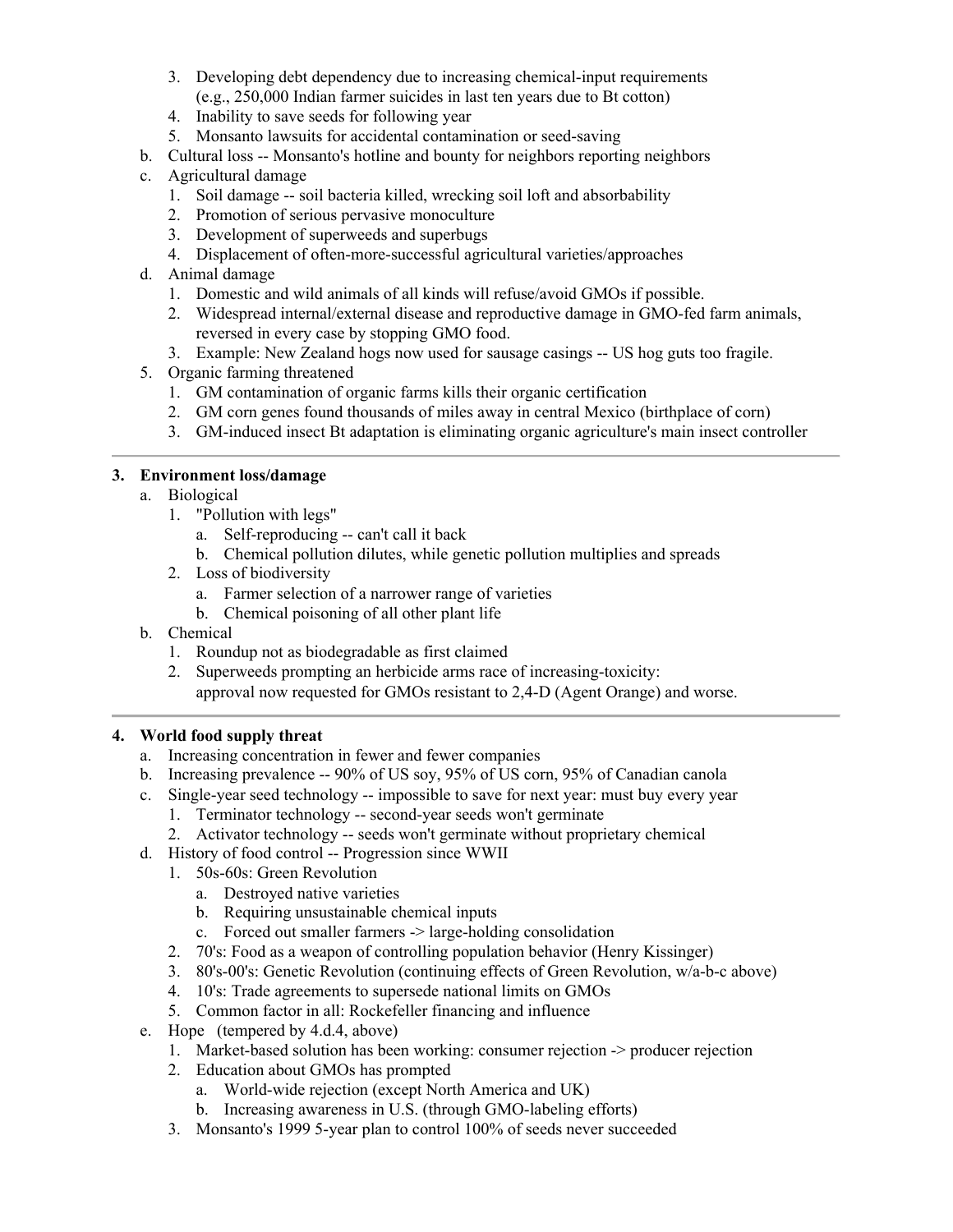3. Developing debt dependency due to increasing chemical-input requirements (e.g., 250,000 Indian farmer suicides in last ten years due to Bt cotton)
4. Inability to save seeds for following year
5. Monsanto lawsuits for accidental contamination or seed-saving

b. Cultural loss -- Monsanto's hotline and bounty for neighbors reporting neighbors

c. Agricultural damage
   1. Soil damage -- soil bacteria killed, wrecking soil loft and absorbability
   2. Promotion of serious pervasive monoculture
   3. Development of superweeds and superbugs
   4. Displacement of often-more-successful agricultural varieties/approaches

d. Animal damage
   1. Domestic and wild animals of all kinds will refuse/avoid GMOs if possible.
   2. Widespread internal/external disease and reproductive damage in GMO-fed farm animals, reversed in every case by stopping GMO food.
   3. Example: New Zealand hogs now used for sausage casings -- US hog guts too fragile.

5. Organic farming threatened
   1. GM contamination of organic farms kills their organic certification
   2. GM corn genes found thousands of miles away in central Mexico (birthplace of corn)
   3. GM-induced insect Bt adaptation is eliminating organic agriculture's main insect controller

---

**3. Environment loss/damage**

a. Biological
   1. "Pollution with legs"
      a. Self-reproducing -- can't call it back
      b. Chemical pollution dilutes, while genetic pollution multiplies and spreads
   2. Loss of biodiversity
      a. Farmer selection of a narrower range of varieties
      b. Chemical poisoning of all other plant life

b. Chemical
   1. Roundup not as biodegradable as first claimed
   2. Superweeds prompting an herbicide arms race of increasing-toxicity: approval now requested for GMOs resistant to 2,4-D (Agent Orange) and worse.

---

**4. World food supply threat**

a. Increasing concentration in fewer and fewer companies

b. Increasing prevalence -- 90% of US soy, 95% of US corn, 95% of Canadian canola

c. Single-year seed technology -- impossible to save for next year: must buy every year
   1. Terminator technology -- second-year seeds won't germinate
   2. Activator technology -- seeds won't germinate without proprietary chemical

d. History of food control -- Progression since WWII
   1. 50s-60s: Green Revolution
      a. Destroyed native varieties
      b. Requiring unsustainable chemical inputs
      c. Forced out smaller farmers -> large-holding consolidation
   2. 70's: Food as a weapon of controlling population behavior (Henry Kissinger)
   3. 80's-00's: Genetic Revolution (continuing effects of Green Revolution, w/a-b-c above)
   4. 10's: Trade agreements to supersede national limits on GMOs
   5. Common factor in all: Rockefeller financing and influence

e. Hope (tempered by 4.d.4, above)
   1. Market-based solution has been working: consumer rejection -> producer rejection
   2. Education about GMOs has prompted
      a. World-wide rejection (except North America and UK)
      b. Increasing awareness in U.S. (through GMO-labeling efforts)
   3. Monsanto's 1999 5-year plan to control 100% of seeds never succeeded